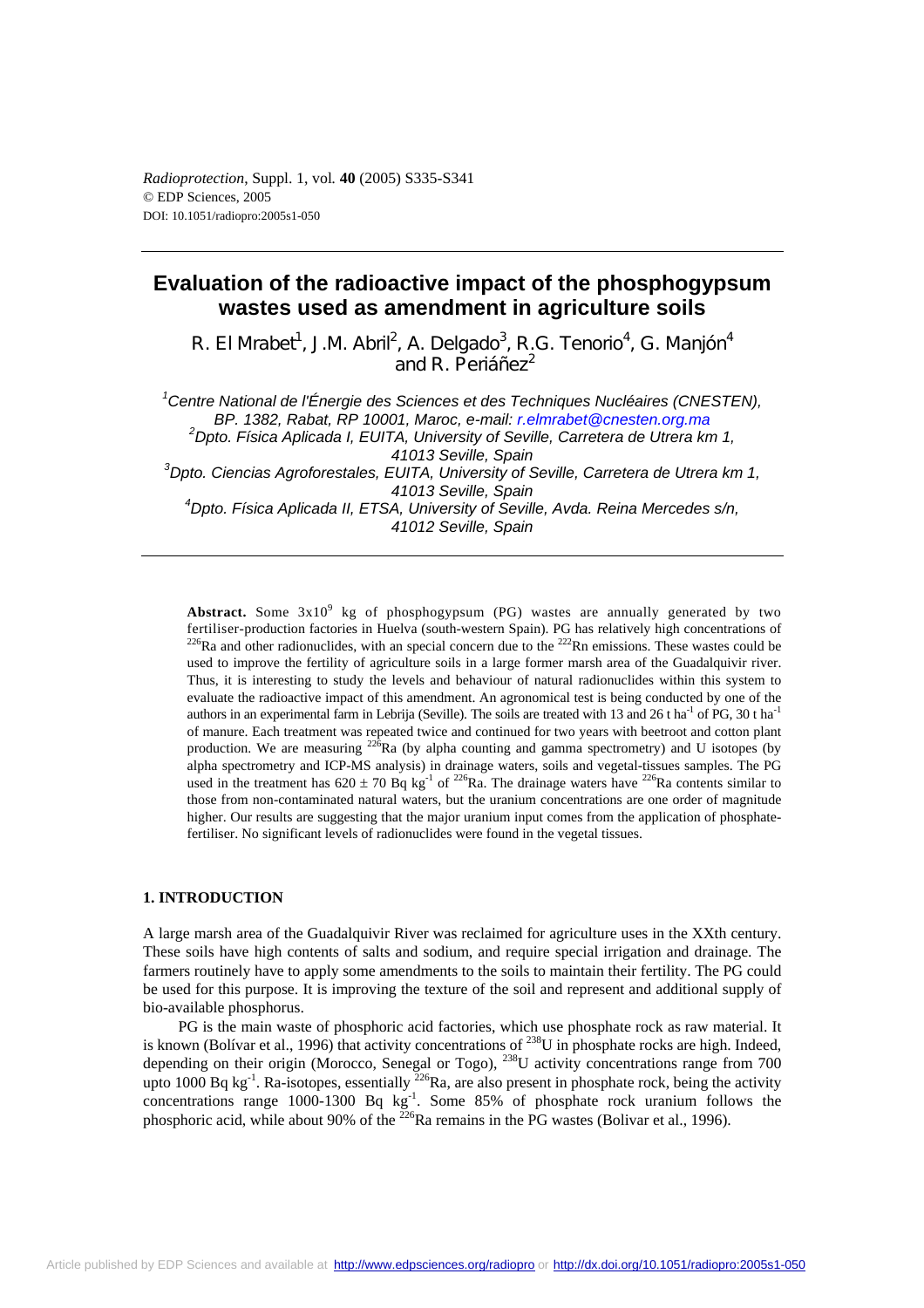# Evaluation of the radioactive impact of the phosphogypsum wastes used as amendment in agriculture soils

R. El Mrabet[1], J.M. Abril[2], A. Delgado[3], R.G. Tenorio[4], G. Manjón[4] and R. Periáñez[2]

[1]Centre National de l'Énergie des Sciences et des Techniques Nucléaires (CNESTEN), BP. 1382, Rabat, RP 10001, Maroc, e-mail: r.elmrabet@cnesten.org.ma

[2]Dpto. Física Aplicada I, EUITA, University of Seville, Carretera de Utrera km 1, 41013 Seville, Spain

[3]Dpto. Ciencias Agroforestales, EUITA, University of Seville, Carretera de Utrera km 1, 41013 Seville, Spain

[4]Dpto. Física Aplicada II, ETSA, University of Seville, Avda. Reina Mercedes s/n, 41012 Seville, Spain

**Abstract.** Some $3x10^9$ kg of phosphogypsum (PG) wastes are annually generated by two fertiliser-production factories in Huelva (south-western Spain). PG has relatively high concentrations of $^{226}$Ra and other radionuclides, with an special concern due to the $^{222}$Rn emissions. These wastes could be used to improve the fertility of agriculture soils in a large former marsh area of the Guadalquivir river. Thus, it is interesting to study the levels and behaviour of natural radionuclides within this system to evaluate the radioactive impact of this amendment. An agronomical test is being conducted by one of the authors in an experimental farm in Lebrija (Seville). The soils are treated with 13 and 26 t ha$^{-1}$ of PG, 30 t ha$^{-1}$ of manure. Each treatment was repeated twice and continued for two years with beetroot and cotton plant production. We are measuring $^{226}$Ra (by alpha counting and gamma spectrometry) and U isotopes (by alpha spectrometry and ICP-MS analysis) in drainage waters, soils and vegetal-tissues samples. The PG used in the treatment has $620 \pm 70$ Bq kg$^{-1}$ of $^{226}$Ra. The drainage waters have $^{226}$Ra contents similar to those from non-contaminated natural waters, but the uranium concentrations are one order of magnitude higher. Our results are suggesting that the major uranium input comes from the application of phosphate-fertiliser. No significant levels of radionuclides were found in the vegetal tissues.

## 1. INTRODUCTION

A large marsh area of the Guadalquivir River was reclaimed for agriculture uses in the XXth century. These soils have high contents of salts and sodium, and require special irrigation and drainage. The farmers routinely have to apply some amendments to the soils to maintain their fertility. The PG could be used for this purpose. It is improving the texture of the soil and represent and additional supply of bio-available phosphorus.

PG is the main waste of phosphoric acid factories, which use phosphate rock as raw material. It is known (Bolívar et al., 1996) that activity concentrations of $^{238}$U in phosphate rocks are high. Indeed, depending on their origin (Morocco, Senegal or Togo), $^{238}$U activity concentrations range from 700 upto 1000 Bq kg$^{-1}$. Ra-isotopes, essentially $^{226}$Ra, are also present in phosphate rock, being the activity concentrations range 1000-1300 Bq kg$^{-1}$. Some 85% of phosphate rock uranium follows the phosphoric acid, while about 90% of the $^{226}$Ra remains in the PG wastes (Bolivar et al., 1996).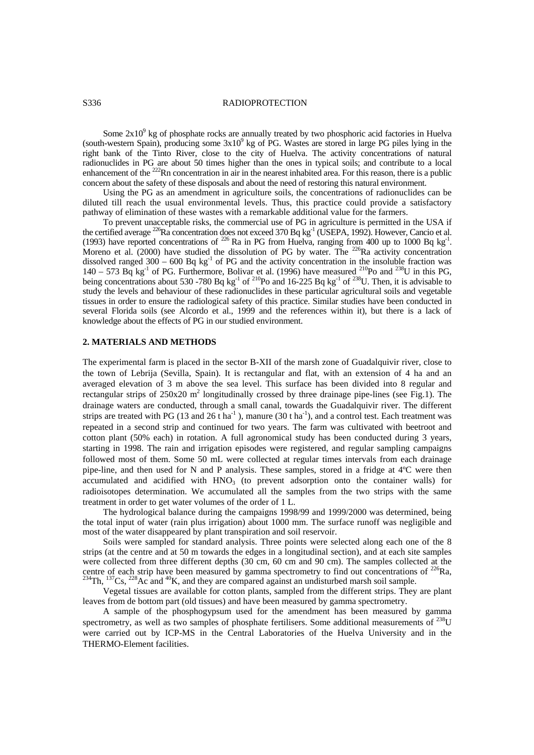Some $2x10^9$ kg of phosphate rocks are annually treated by two phosphoric acid factories in Huelva (south-western Spain), producing some $3x10^9$ kg of PG. Wastes are stored in large PG piles lying in the right bank of the Tinto River, close to the city of Huelva. The activity concentrations of natural radionuclides in PG are about 50 times higher than the ones in typical soils; and contribute to a local enhancement of the $^{222}$Rn concentration in air in the nearest inhabited area. For this reason, there is a public concern about the safety of these disposals and about the need of restoring this natural environment.

Using the PG as an amendment in agriculture soils, the concentrations of radionuclides can be diluted till reach the usual environmental levels. Thus, this practice could provide a satisfactory pathway of elimination of these wastes with a remarkable additional value for the farmers.

To prevent unacceptable risks, the commercial use of PG in agriculture is permitted in the USA if the certified average $^{226}$Ra concentration does not exceed 370 Bq kg$^{-1}$ (USEPA, 1992). However, Cancio et al. (1993) have reported concentrations of $^{226}$ Ra in PG from Huelva, ranging from 400 up to 1000 Bq kg$^{-1}$. Moreno et al. (2000) have studied the dissolution of PG by water. The $^{226}$Ra activity concentration dissolved ranged 300 – 600 Bq kg$^{-1}$ of PG and the activity concentration in the insoluble fraction was 140 – 573 Bq kg$^{-1}$ of PG. Furthermore, Bolivar et al. (1996) have measured $^{210}$Po and $^{238}$U in this PG, being concentrations about 530 -780 Bq kg$^{-1}$ of $^{210}$Po and 16-225 Bq kg$^{-1}$ of $^{238}$U. Then, it is advisable to study the levels and behaviour of these radionuclides in these particular agricultural soils and vegetable tissues in order to ensure the radiological safety of this practice. Similar studies have been conducted in several Florida soils (see Alcordo et al., 1999 and the references within it), but there is a lack of knowledge about the effects of PG in our studied environment.

## 2. MATERIALS AND METHODS

The experimental farm is placed in the sector B-XII of the marsh zone of Guadalquivir river, close to the town of Lebrija (Sevilla, Spain). It is rectangular and flat, with an extension of 4 ha and an averaged elevation of 3 m above the sea level. This surface has been divided into 8 regular and rectangular strips of 250x20 m$^2$ longitudinally crossed by three drainage pipe-lines (see Fig.1). The drainage waters are conducted, through a small canal, towards the Guadalquivir river. The different strips are treated with PG (13 and 26 t ha$^{-1}$ ), manure (30 t ha$^{-1}$), and a control test. Each treatment was repeated in a second strip and continued for two years. The farm was cultivated with beetroot and cotton plant (50% each) in rotation. A full agronomical study has been conducted during 3 years, starting in 1998. The rain and irrigation episodes were registered, and regular sampling campaigns followed most of them. Some 50 mL were collected at regular times intervals from each drainage pipe-line, and then used for N and P analysis. These samples, stored in a fridge at 4ºC were then accumulated and acidified with $HNO_3$ (to prevent adsorption onto the container walls) for radioisotopes determination. We accumulated all the samples from the two strips with the same treatment in order to get water volumes of the order of 1 L.

The hydrological balance during the campaigns 1998/99 and 1999/2000 was determined, being the total input of water (rain plus irrigation) about 1000 mm. The surface runoff was negligible and most of the water disappeared by plant transpiration and soil reservoir.

Soils were sampled for standard analysis. Three points were selected along each one of the 8 strips (at the centre and at 50 m towards the edges in a longitudinal section), and at each site samples were collected from three different depths (30 cm, 60 cm and 90 cm). The samples collected at the centre of each strip have been measured by gamma spectrometry to find out concentrations of $^{226}$Ra, $^{234}$Th, $^{137}$Cs, $^{228}$Ac and $^{40}$K, and they are compared against an undisturbed marsh soil sample.

Vegetal tissues are available for cotton plants, sampled from the different strips. They are plant leaves from de bottom part (old tissues) and have been measured by gamma spectrometry.

A sample of the phosphogypsum used for the amendment has been measured by gamma spectrometry, as well as two samples of phosphate fertilisers. Some additional measurements of $^{238}$U were carried out by ICP-MS in the Central Laboratories of the Huelva University and in the THERMO-Element facilities.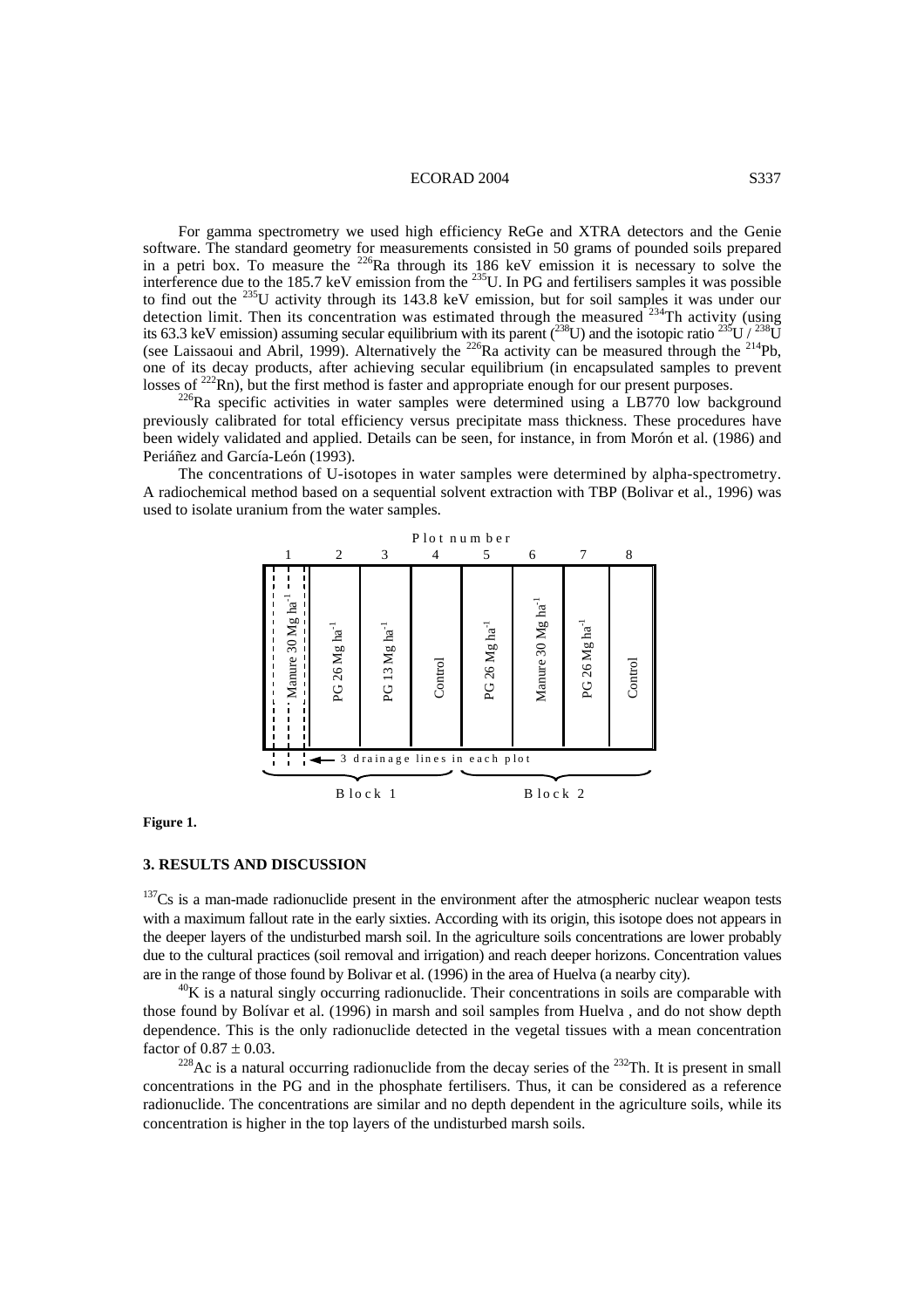For gamma spectrometry we used high efficiency ReGe and XTRA detectors and the Genie software. The standard geometry for measurements consisted in 50 grams of pounded soils prepared in a petri box. To measure the $^{226}$Ra through its 186 keV emission it is necessary to solve the interference due to the 185.7 keV emission from the $^{235}$U. In PG and fertilisers samples it was possible to find out the $^{235}$U activity through its 143.8 keV emission, but for soil samples it was under our detection limit. Then its concentration was estimated through the measured $^{234}$Th activity (using its 63.3 keV emission) assuming secular equilibrium with its parent ($^{238}$U) and the isotopic ratio $^{235}$U / $^{238}$U (see Laissaoui and Abril, 1999). Alternatively the $^{226}$Ra activity can be measured through the $^{214}$Pb, one of its decay products, after achieving secular equilibrium (in encapsulated samples to prevent losses of $^{222}$Rn), but the first method is faster and appropriate enough for our present purposes.

$^{226}$Ra specific activities in water samples were determined using a LB770 low background previously calibrated for total efficiency versus precipitate mass thickness. These procedures have been widely validated and applied. Details can be seen, for instance, in from Morón et al. (1986) and Periáñez and García-León (1993).

The concentrations of U-isotopes in water samples were determined by alpha-spectrometry. A radiochemical method based on a sequential solvent extraction with TBP (Bolivar et al., 1996) was used to isolate uranium from the water samples.

| Plot number | 1 | 2 | 3 | 4 | 5 | 6 | 7 | 8 |
|---|---|---|---|---|---|---|---|---|
| Treatment | Manure 30 Mg ha$^{-1}$ | PG 26 Mg ha$^{-1}$ | PG 13 Mg ha$^{-1}$ | Control | PG 26 Mg ha$^{-1}$ | Manure 30 Mg ha$^{-1}$ | PG 26 Mg ha$^{-1}$ | Control |
| Block | Block 1 | | | | Block 2 | | | |

3 drainage lines in each plot

**Figure 1.**

## 3. RESULTS AND DISCUSSION

$^{137}$Cs is a man-made radionuclide present in the environment after the atmospheric nuclear weapon tests with a maximum fallout rate in the early sixties. According with its origin, this isotope does not appears in the deeper layers of the undisturbed marsh soil. In the agriculture soils concentrations are lower probably due to the cultural practices (soil removal and irrigation) and reach deeper horizons. Concentration values are in the range of those found by Bolivar et al. (1996) in the area of Huelva (a nearby city).

$^{40}$K is a natural singly occurring radionuclide. Their concentrations in soils are comparable with those found by Bolívar et al. (1996) in marsh and soil samples from Huelva , and do not show depth dependence. This is the only radionuclide detected in the vegetal tissues with a mean concentration factor of $0.87 \pm 0.03$.

$^{228}$Ac is a natural occurring radionuclide from the decay series of the $^{232}$Th. It is present in small concentrations in the PG and in the phosphate fertilisers. Thus, it can be considered as a reference radionuclide. The concentrations are similar and no depth dependent in the agriculture soils, while its concentration is higher in the top layers of the undisturbed marsh soils.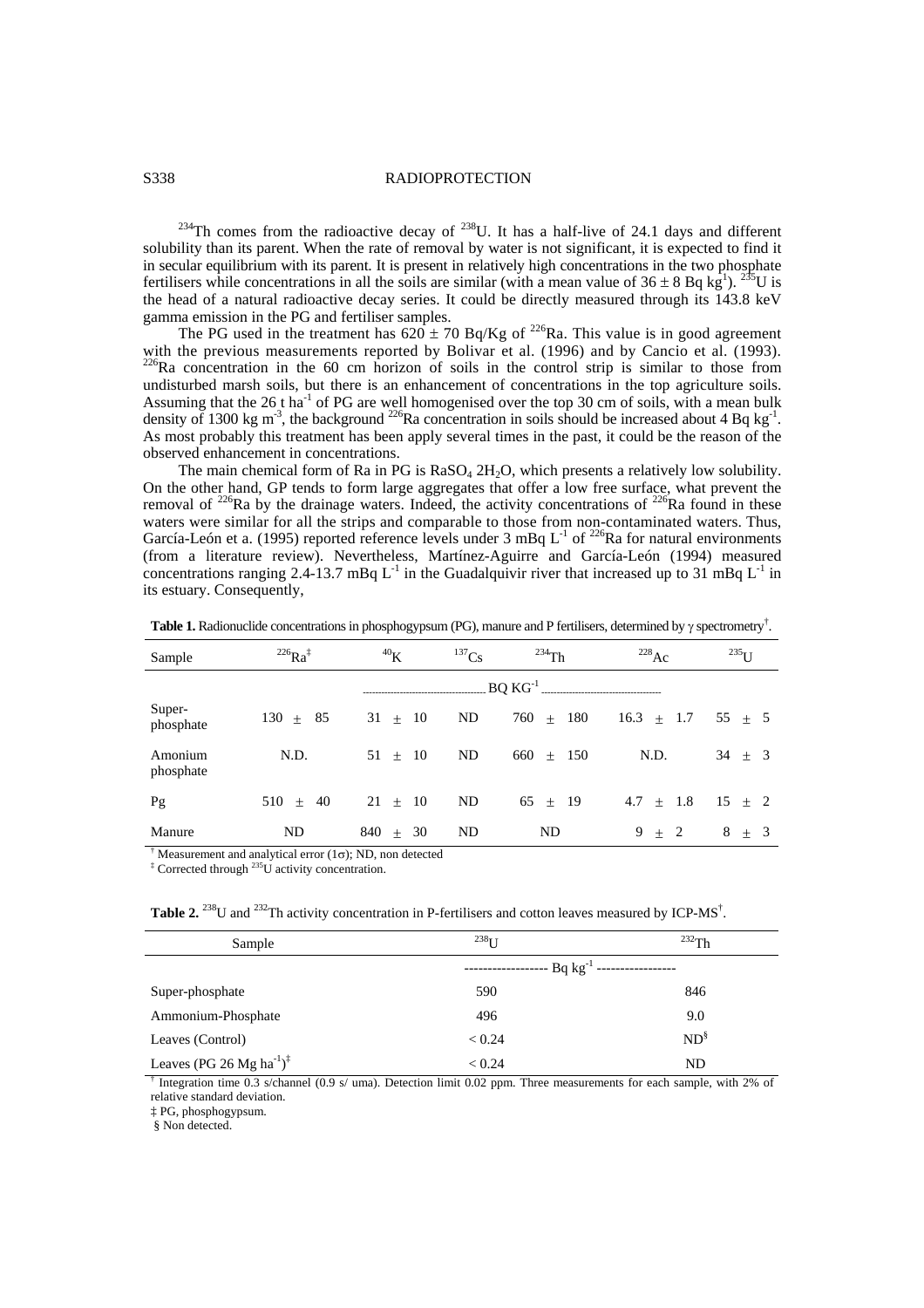$^{234}Th$ comes from the radioactive decay of $^{238}U$. It has a half-live of 24.1 days and different solubility than its parent. When the rate of removal by water is not significant, it is expected to find it in secular equilibrium with its parent. It is present in relatively high concentrations in the two phosphate fertilisers while concentrations in all the soils are similar (with a mean value of $36 \pm 8$ Bq kg$^{1}$). $^{235}U$ is the head of a natural radioactive decay series. It could be directly measured through its 143.8 keV gamma emission in the PG and fertiliser samples.

The PG used in the treatment has $620 \pm 70$ Bq/Kg of $^{226}Ra$. This value is in good agreement with the previous measurements reported by Bolivar et al. (1996) and by Cancio et al. (1993). $^{226}Ra$ concentration in the 60 cm horizon of soils in the control strip is similar to those from undisturbed marsh soils, but there is an enhancement of concentrations in the top agriculture soils. Assuming that the 26 t ha$^{-1}$ of PG are well homogenised over the top 30 cm of soils, with a mean bulk density of 1300 kg m$^{-3}$, the background $^{226}Ra$ concentration in soils should be increased about 4 Bq kg$^{-1}$. As most probably this treatment has been apply several times in the past, it could be the reason of the observed enhancement in concentrations.

The main chemical form of Ra in PG is $RaSO_4\ 2H_2O$, which presents a relatively low solubility. On the other hand, GP tends to form large aggregates that offer a low free surface, what prevent the removal of $^{226}Ra$ by the drainage waters. Indeed, the activity concentrations of $^{226}Ra$ found in these waters were similar for all the strips and comparable to those from non-contaminated waters. Thus, García-León et a. (1995) reported reference levels under 3 mBq L$^{-1}$ of $^{226}Ra$ for natural environments (from a literature review). Nevertheless, Martínez-Aguirre and García-León (1994) measured concentrations ranging 2.4-13.7 mBq L$^{-1}$ in the Guadalquivir river that increased up to 31 mBq L$^{-1}$ in its estuary. Consequently,

**Table 1.** Radionuclide concentrations in phosphogypsum (PG), manure and P fertilisers, determined by $\gamma$ spectrometry[†].

| Sample | $^{226}Ra$[‡] | $^{40}K$ | $^{137}Cs$ | $^{234}Th$ | $^{228}Ac$ | $^{235}U$ |
|---|---|---|---|---|---|---|
| | BQ KG$^{-1}$ | | | | | |
| Super-phosphate | $130 \pm 85$ | $31 \pm 10$ | ND | $760 \pm 180$ | $16.3 \pm 1.7$ | $55 \pm 5$ |
| Amonium phosphate | N.D. | $51 \pm 10$ | ND | $660 \pm 150$ | N.D. | $34 \pm 3$ |
| Pg | $510 \pm 40$ | $21 \pm 10$ | ND | $65 \pm 19$ | $4.7 \pm 1.8$ | $15 \pm 2$ |
| Manure | ND | $840 \pm 30$ | ND | ND | $9 \pm 2$ | $8 \pm 3$ |

[†] Measurement and analytical error ($1\sigma$); ND, non detected

[‡] Corrected through $^{235}U$ activity concentration.

**Table 2.** $^{238}U$ and $^{232}Th$ activity concentration in P-fertilisers and cotton leaves measured by ICP-MS[†].

| Sample | $^{238}U$ | $^{232}Th$ |
|---|---|---|
| | Bq kg$^{-1}$ | |
| Super-phosphate | 590 | 846 |
| Ammonium-Phosphate | 496 | 9.0 |
| Leaves (Control) | < 0.24 | ND[§] |
| Leaves (PG 26 Mg ha$^{-1}$)[‡] | < 0.24 | ND |

[†] Integration time 0.3 s/channel (0.9 s/ uma). Detection limit 0.02 ppm. Three measurements for each sample, with 2% of relative standard deviation.

‡ PG, phosphogypsum.

§ Non detected.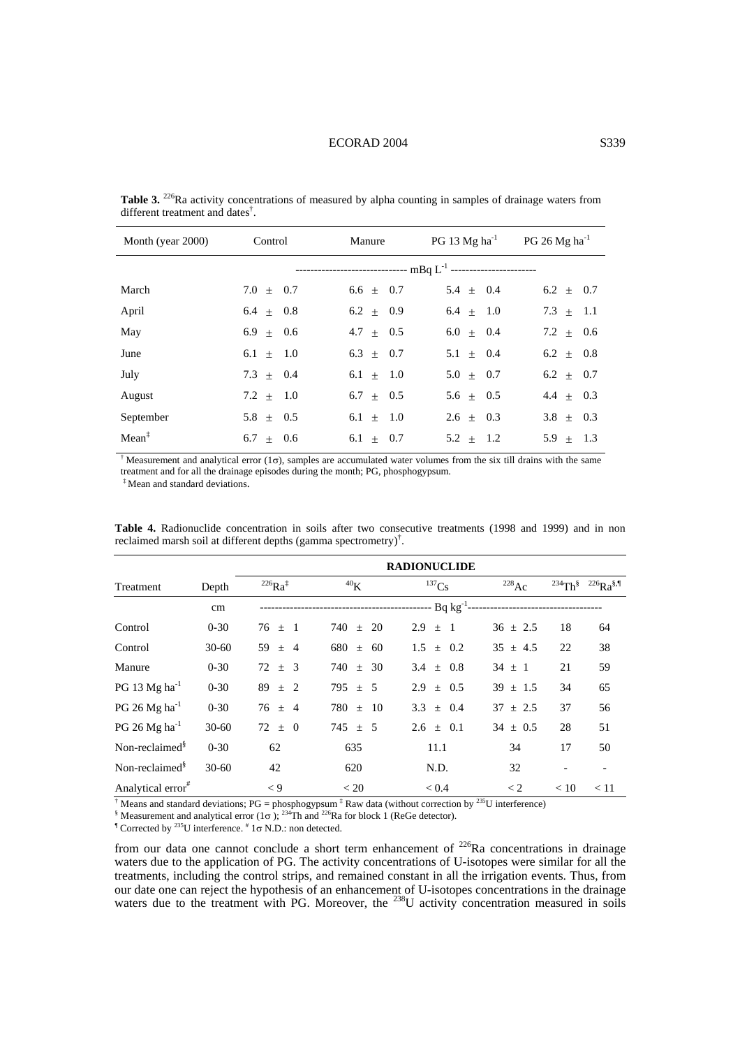**Table 3.** $^{226}Ra$ activity concentrations of measured by alpha counting in samples of drainage waters from different treatment and dates[†].

| Month (year 2000) | Control | Manure | PG 13 Mg ha$^{-1}$ | PG 26 Mg ha$^{-1}$ |
|---|---|---|---|---|
| | mBq L$^{-1}$ | | | |
| March | 7.0 ± 0.7 | 6.6 ± 0.7 | 5.4 ± 0.4 | 6.2 ± 0.7 |
| April | 6.4 ± 0.8 | 6.2 ± 0.9 | 6.4 ± 1.0 | 7.3 ± 1.1 |
| May | 6.9 ± 0.6 | 4.7 ± 0.5 | 6.0 ± 0.4 | 7.2 ± 0.6 |
| June | 6.1 ± 1.0 | 6.3 ± 0.7 | 5.1 ± 0.4 | 6.2 ± 0.8 |
| July | 7.3 ± 0.4 | 6.1 ± 1.0 | 5.0 ± 0.7 | 6.2 ± 0.7 |
| August | 7.2 ± 1.0 | 6.7 ± 0.5 | 5.6 ± 0.5 | 4.4 ± 0.3 |
| September | 5.8 ± 0.5 | 6.1 ± 1.0 | 2.6 ± 0.3 | 3.8 ± 0.3 |
| Mean[‡] | 6.7 ± 0.6 | 6.1 ± 0.7 | 5.2 ± 1.2 | 5.9 ± 1.3 |

[†] Measurement and analytical error (1σ), samples are accumulated water volumes from the six till drains with the same treatment and for all the drainage episodes during the month; PG, phosphogypsum.
[‡] Mean and standard deviations.

**Table 4.** Radionuclide concentration in soils after two consecutive treatments (1998 and 1999) and in non reclaimed marsh soil at different depths (gamma spectrometry)[†].

| Treatment | Depth | $^{226}Ra$[‡] | $^{40}K$ | $^{137}Cs$ | $^{228}Ac$ | $^{234}Th$[§] | $^{226}Ra$[§,¶] |
|---|---|---|---|---|---|---|---|
| | cm | Bq kg$^{-1}$ | | | | | |
| Control | 0-30 | 76 ± 1 | 740 ± 20 | 2.9 ± 1 | 36 ± 2.5 | 18 | 64 |
| Control | 30-60 | 59 ± 4 | 680 ± 60 | 1.5 ± 0.2 | 35 ± 4.5 | 22 | 38 |
| Manure | 0-30 | 72 ± 3 | 740 ± 30 | 3.4 ± 0.8 | 34 ± 1 | 21 | 59 |
| PG 13 Mg ha$^{-1}$ | 0-30 | 89 ± 2 | 795 ± 5 | 2.9 ± 0.5 | 39 ± 1.5 | 34 | 65 |
| PG 26 Mg ha$^{-1}$ | 0-30 | 76 ± 4 | 780 ± 10 | 3.3 ± 0.4 | 37 ± 2.5 | 37 | 56 |
| PG 26 Mg ha$^{-1}$ | 30-60 | 72 ± 0 | 745 ± 5 | 2.6 ± 0.1 | 34 ± 0.5 | 28 | 51 |
| Non-reclaimed[§] | 0-30 | 62 | 635 | 11.1 | 34 | 17 | 50 |
| Non-reclaimed[§] | 30-60 | 42 | 620 | N.D. | 32 | - | - |
| Analytical error[#] | | < 9 | < 20 | < 0.4 | < 2 | < 10 | < 11 |

[†] Means and standard deviations; PG = phosphogypsum [‡] Raw data (without correction by $^{235}U$ interference)
[§] Measurement and analytical error (1σ ); $^{234}Th$ and $^{226}Ra$ for block 1 (ReGe detector).
[¶] Corrected by $^{235}U$ interference. [#] 1σ N.D.: non detected.

from our data one cannot conclude a short term enhancement of $^{226}Ra$ concentrations in drainage waters due to the application of PG. The activity concentrations of U-isotopes were similar for all the treatments, including the control strips, and remained constant in all the irrigation events. Thus, from our date one can reject the hypothesis of an enhancement of U-isotopes concentrations in the drainage waters due to the treatment with PG. Moreover, the $^{238}U$ activity concentration measured in soils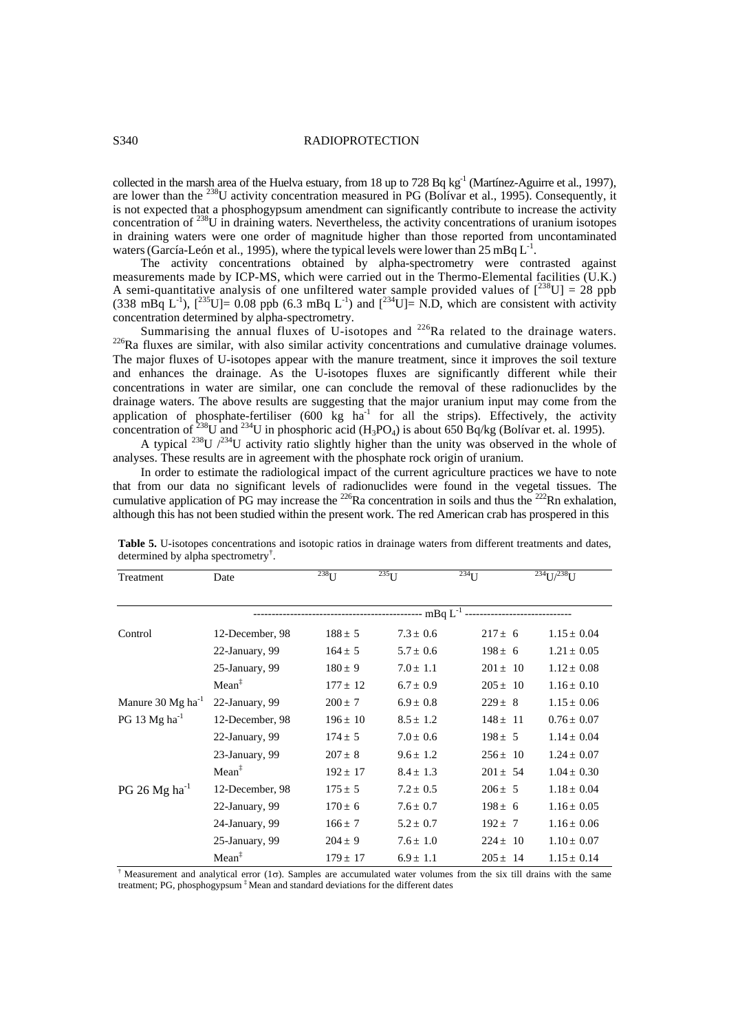collected in the marsh area of the Huelva estuary, from 18 up to 728 Bq kg$^{-1}$ (Martínez-Aguirre et al., 1997), are lower than the $^{238}$U activity concentration measured in PG (Bolívar et al., 1995). Consequently, it is not expected that a phosphogypsum amendment can significantly contribute to increase the activity concentration of $^{238}$U in draining waters. Nevertheless, the activity concentrations of uranium isotopes in draining waters were one order of magnitude higher than those reported from uncontaminated waters (García-León et al., 1995), where the typical levels were lower than 25 mBq L$^{-1}$.

The activity concentrations obtained by alpha-spectrometry were contrasted against measurements made by ICP-MS, which were carried out in the Thermo-Elemental facilities (U.K.) A semi-quantitative analysis of one unfiltered water sample provided values of [$^{238}$U] = 28 ppb (338 mBq L$^{-1}$), [$^{235}$U]= 0.08 ppb (6.3 mBq L$^{-1}$) and [$^{234}$U]= N.D, which are consistent with activity concentration determined by alpha-spectrometry.

Summarising the annual fluxes of U-isotopes and $^{226}$Ra related to the drainage waters. $^{226}$Ra fluxes are similar, with also similar activity concentrations and cumulative drainage volumes. The major fluxes of U-isotopes appear with the manure treatment, since it improves the soil texture and enhances the drainage. As the U-isotopes fluxes are significantly different while their concentrations in water are similar, one can conclude the removal of these radionuclides by the drainage waters. The above results are suggesting that the major uranium input may come from the application of phosphate-fertiliser (600 kg ha$^{-1}$ for all the strips). Effectively, the activity concentration of $^{238}$U and $^{234}$U in phosphoric acid ($H_3PO_4$) is about 650 Bq/kg (Bolívar et. al. 1995).

A typical $^{238}$U /$^{234}$U activity ratio slightly higher than the unity was observed in the whole of analyses. These results are in agreement with the phosphate rock origin of uranium.

In order to estimate the radiological impact of the current agriculture practices we have to note that from our data no significant levels of radionuclides were found in the vegetal tissues. The cumulative application of PG may increase the $^{226}$Ra concentration in soils and thus the $^{222}$Rn exhalation, although this has not been studied within the present work. The red American crab has prospered in this

**Table 5.** U-isotopes concentrations and isotopic ratios in drainage waters from different treatments and dates, determined by alpha spectrometry[†].

| Treatment | Date | $^{238}$U | $^{235}$U | $^{234}$U | $^{234}$U/$^{238}$U |
|---|---|---|---|---|---|
| | | mBq L$^{-1}$ | | | |
| Control | 12-December, 98 | 188 ± 5 | 7.3 ± 0.6 | 217 ± 6 | 1.15 ± 0.04 |
| | 22-January, 99 | 164 ± 5 | 5.7 ± 0.6 | 198 ± 6 | 1.21 ± 0.05 |
| | 25-January, 99 | 180 ± 9 | 7.0 ± 1.1 | 201 ± 10 | 1.12 ± 0.08 |
| | Mean[‡] | 177 ± 12 | 6.7 ± 0.9 | 205 ± 10 | 1.16 ± 0.10 |
| Manure 30 Mg ha$^{-1}$ | 22-January, 99 | 200 ± 7 | 6.9 ± 0.8 | 229 ± 8 | 1.15 ± 0.06 |
| PG 13 Mg ha$^{-1}$ | 12-December, 98 | 196 ± 10 | 8.5 ± 1.2 | 148 ± 11 | 0.76 ± 0.07 |
| | 22-January, 99 | 174 ± 5 | 7.0 ± 0.6 | 198 ± 5 | 1.14 ± 0.04 |
| | 23-January, 99 | 207 ± 8 | 9.6 ± 1.2 | 256 ± 10 | 1.24 ± 0.07 |
| | Mean[‡] | 192 ± 17 | 8.4 ± 1.3 | 201 ± 54 | 1.04 ± 0.30 |
| PG 26 Mg ha$^{-1}$ | 12-December, 98 | 175 ± 5 | 7.2 ± 0.5 | 206 ± 5 | 1.18 ± 0.04 |
| | 22-January, 99 | 170 ± 6 | 7.6 ± 0.7 | 198 ± 6 | 1.16 ± 0.05 |
| | 24-January, 99 | 166 ± 7 | 5.2 ± 0.7 | 192 ± 7 | 1.16 ± 0.06 |
| | 25-January, 99 | 204 ± 9 | 7.6 ± 1.0 | 224 ± 10 | 1.10 ± 0.07 |
| | Mean[‡] | 179 ± 17 | 6.9 ± 1.1 | 205 ± 14 | 1.15 ± 0.14 |

[†] Measurement and analytical error (1σ). Samples are accumulated water volumes from the six till drains with the same treatment; PG, phosphogypsum [‡] Mean and standard deviations for the different dates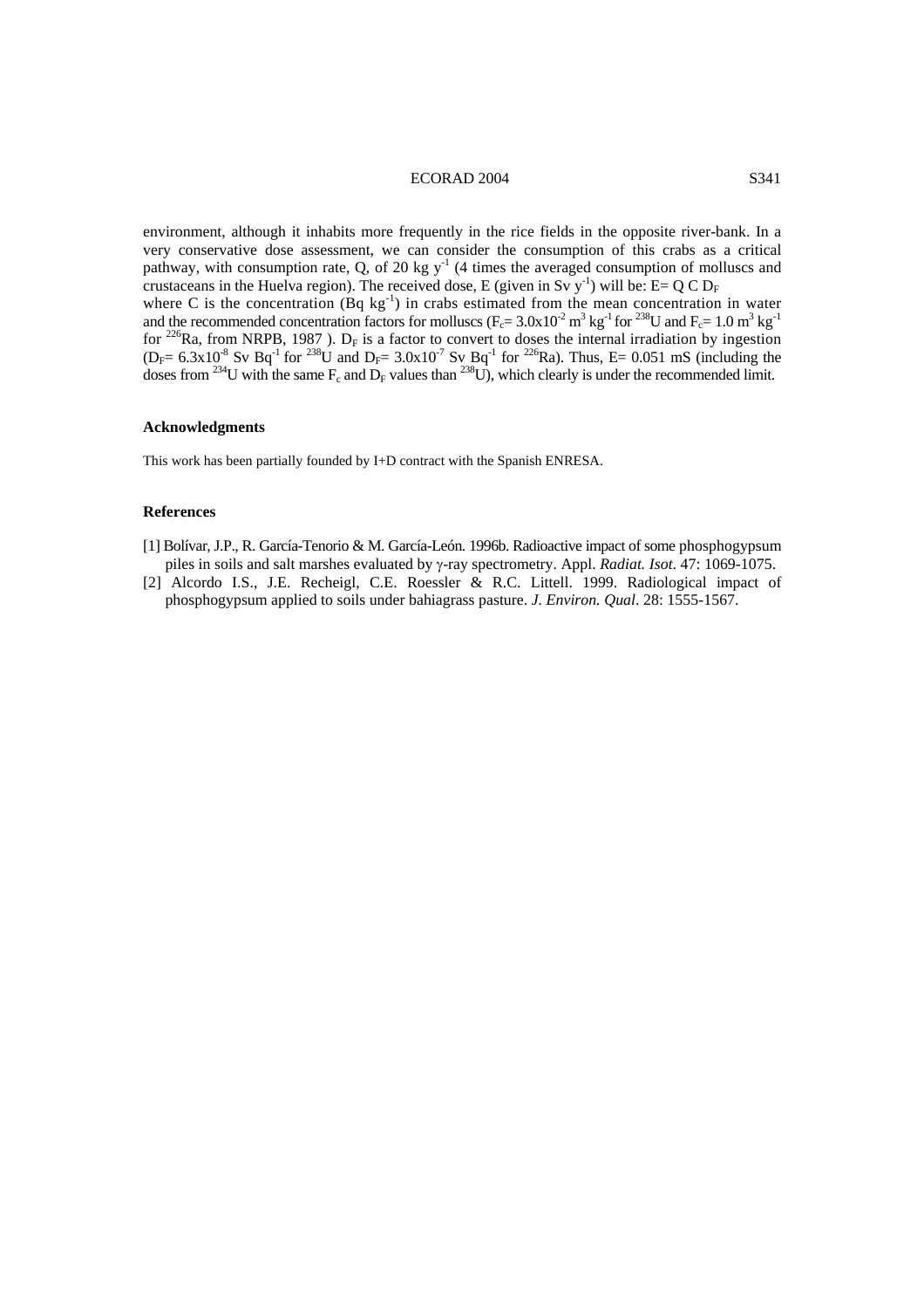environment, although it inhabits more frequently in the rice fields in the opposite river-bank. In a very conservative dose assessment, we can consider the consumption of this crabs as a critical pathway, with consumption rate, Q, of 20 kg $y^{-1}$ (4 times the averaged consumption of molluscs and crustaceans in the Huelva region). The received dose, E (given in Sv $y^{-1}$) will be: $E= Q\ C\ D_F$
where C is the concentration (Bq $kg^{-1}$) in crabs estimated from the mean concentration in water and the recommended concentration factors for molluscs ($F_c= 3.0x10^{-2}$ $m^3$ $kg^{-1}$ for $^{238}U$ and $F_c= 1.0$ $m^3$ $kg^{-1}$ for $^{226}Ra$, from NRPB, 1987 ). $D_F$ is a factor to convert to doses the internal irradiation by ingestion ($D_F= 6.3x10^{-8}$ Sv $Bq^{-1}$ for $^{238}U$ and $D_F= 3.0x10^{-7}$ Sv $Bq^{-1}$ for $^{226}Ra$). Thus, E= 0.051 mS (including the doses from $^{234}U$ with the same $F_c$ and $D_F$ values than $^{238}U$), which clearly is under the recommended limit.

### Acknowledgments

This work has been partially founded by I+D contract with the Spanish ENRESA.

### References

[1] Bolívar, J.P., R. García-Tenorio & M. García-León. 1996b. Radioactive impact of some phosphogypsum piles in soils and salt marshes evaluated by γ-ray spectrometry. Appl. *Radiat. Isot*. 47: 1069-1075.

[2] Alcordo I.S., J.E. Recheigl, C.E. Roessler & R.C. Littell. 1999. Radiological impact of phosphogypsum applied to soils under bahiagrass pasture. *J. Environ. Qual*. 28: 1555-1567.